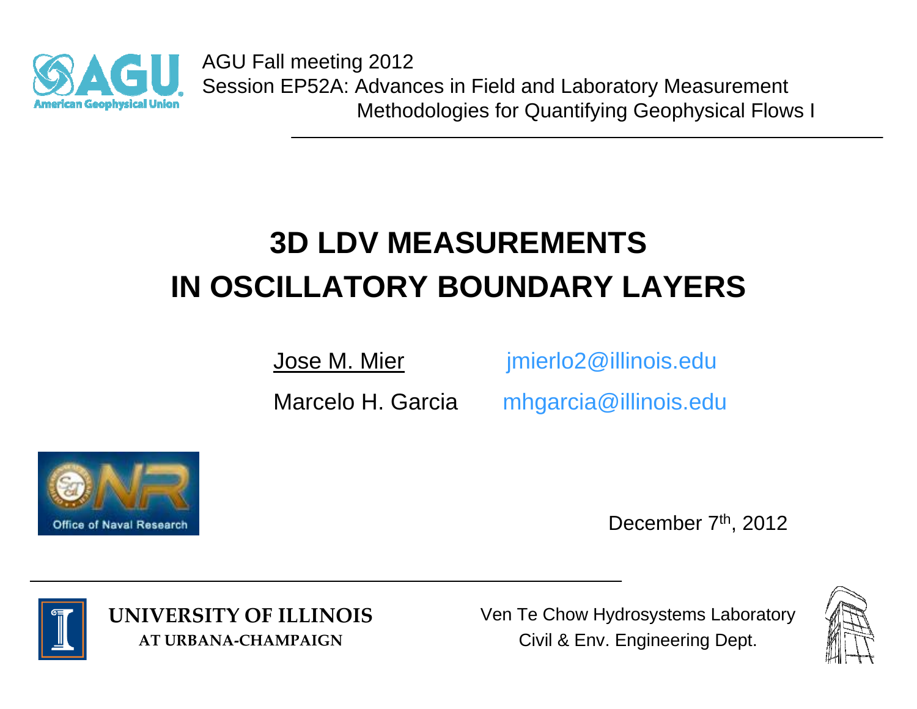AGU Fall meeting 2012
Session EP52A: Advances in Field and Laboratory Measurement Methodologies for Quantifying Geophysical Flows I

# 3D LDV MEASUREMENTS IN OSCILLATORY BOUNDARY LAYERS

Jose M. Mier — jmierlo2@illinois.edu

Marcelo H. Garcia — mhgarcia@illinois.edu

Office of Naval Research

December 7th, 2012

UNIVERSITY OF ILLINOIS AT URBANA-CHAMPAIGN

Ven Te Chow Hydrosystems Laboratory
Civil & Env. Engineering Dept.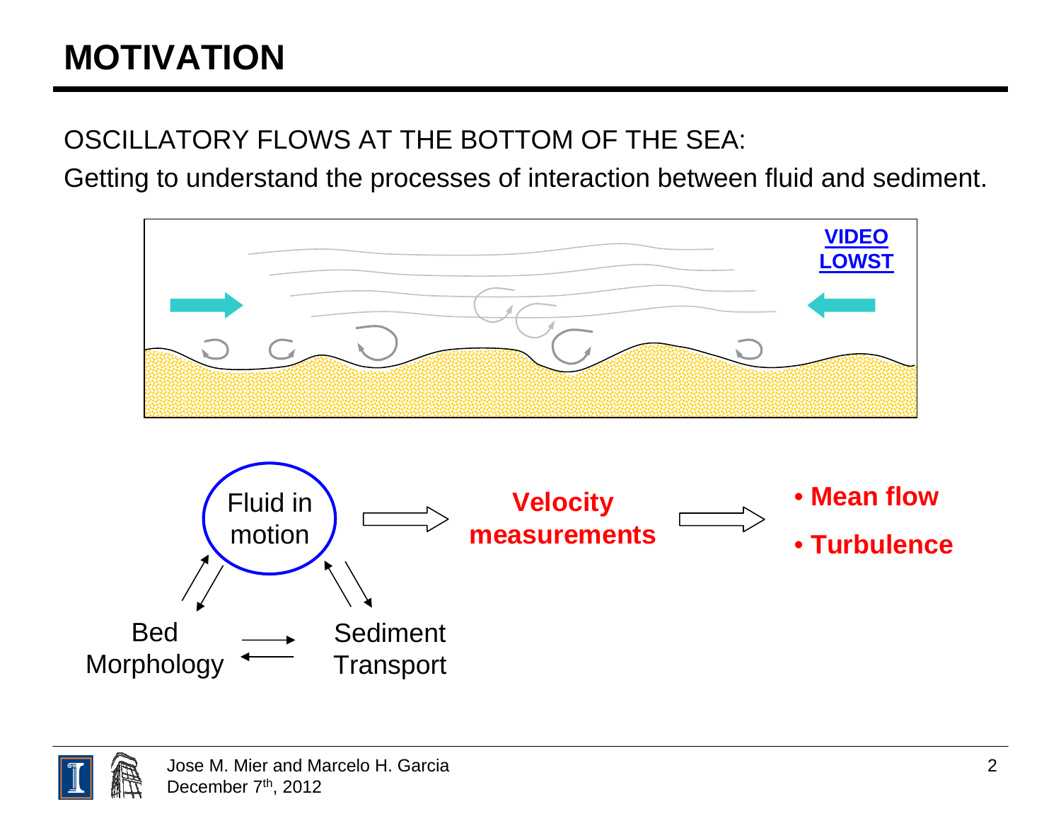# MOTIVATION

OSCILLATORY FLOWS AT THE BOTTOM OF THE SEA:

Getting to understand the processes of interaction between fluid and sediment.

VIDEO LOWST

Fluid in motion ⇨ **Velocity measurements** ⇨

- **Mean flow**
- **Turbulence**

Bed Morphology ⇄ Sediment Transport

Jose M. Mier and Marcelo H. Garcia
December 7th, 2012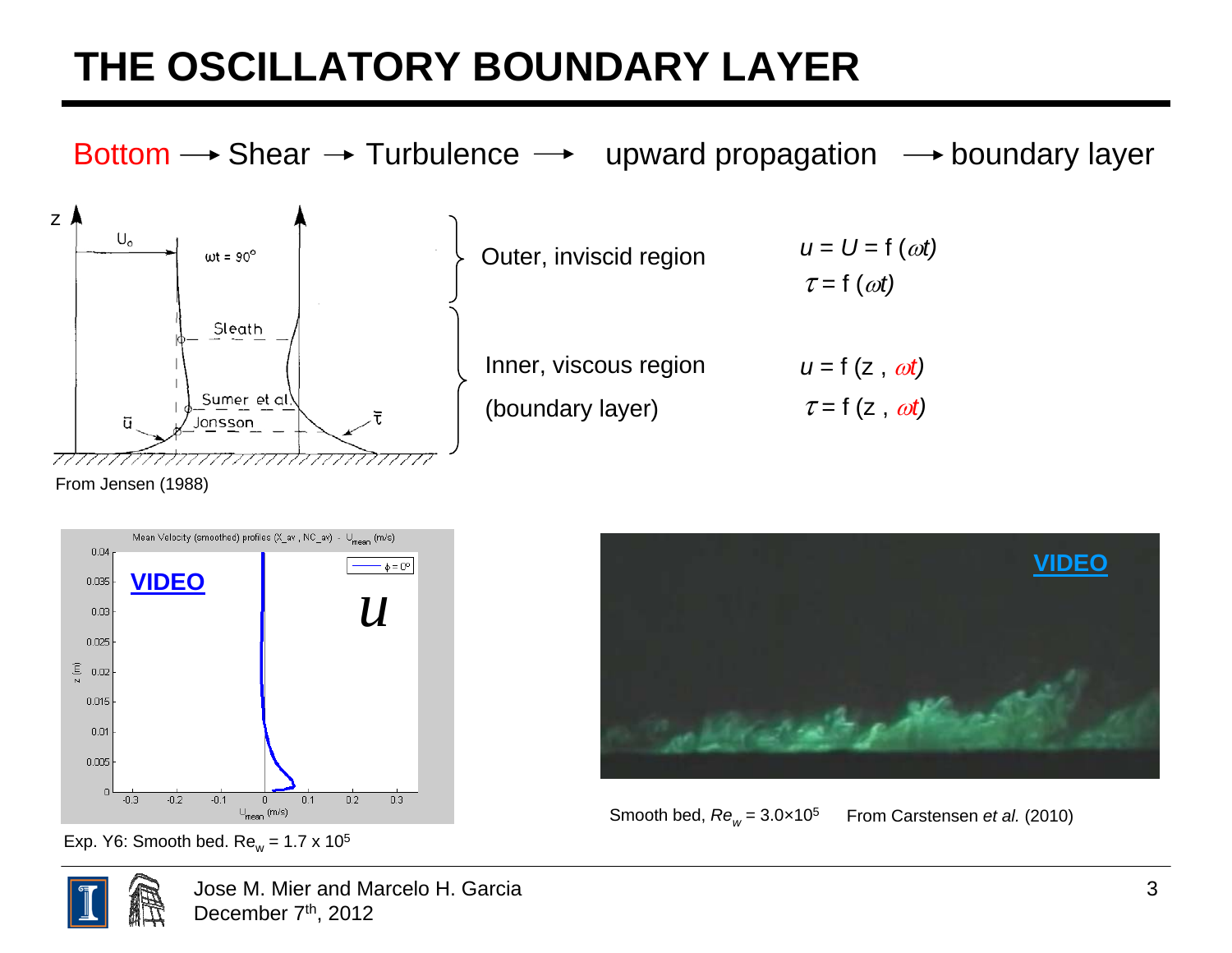# THE OSCILLATORY BOUNDARY LAYER

Bottom → Shear → Turbulence → upward propagation → boundary layer

From Jensen (1988)

| | |
|---|---|
| Outer, inviscid region | $u = U = f(\omega t)$ <br> $\tau = f(\omega t)$ |
| Inner, viscous region (boundary layer) | $u = f(z, \omega t)$ <br> $\tau = f(z, \omega t)$ |

**VIDEO**

Exp. Y6: Smooth bed. $Re_w = 1.7 \times 10^5$

**VIDEO**

Smooth bed, $Re_w = 3.0 \times 10^5$ From Carstensen *et al.* (2010)

Jose M. Mier and Marcelo H. Garcia
December 7th, 2012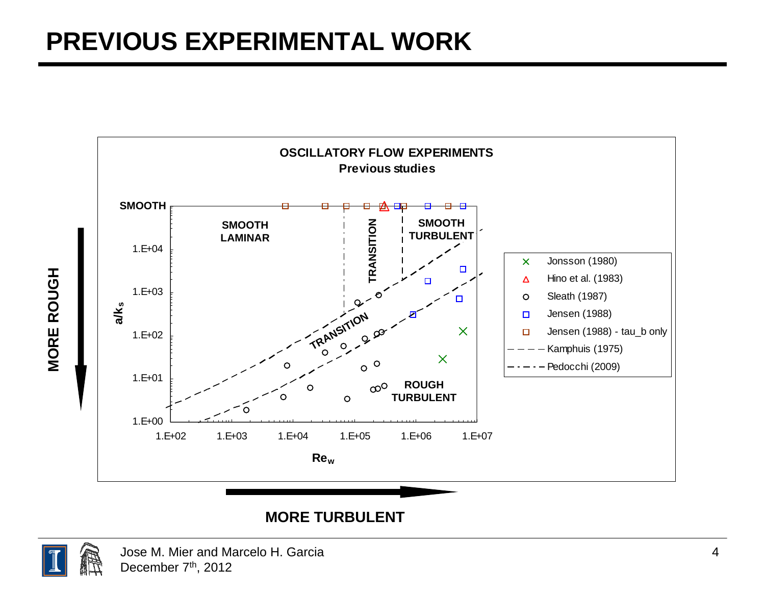# PREVIOUS EXPERIMENTAL WORK

**OSCILLATORY FLOW EXPERIMENTS**
**Previous studies**

SMOOTH

SMOOTH LAMINAR

TRANSITION

SMOOTH TURBULENT

TRANSITION

ROUGH TURBULENT

1.E+04

1.E+03

1.E+02

1.E+01

1.E+00

$a/k_s$

1.E+02 1.E+03 1.E+04 1.E+05 1.E+06 1.E+07

$Re_w$

- Jonsson (1980)
- Hino et al. (1983)
- Sleath (1987)
- Jensen (1988)
- Jensen (1988) - tau_b only
- Kamphuis (1975)
- Pedocchi (2009)

**MORE ROUGH**

**MORE TURBULENT**

Jose M. Mier and Marcelo H. Garcia
December 7th, 2012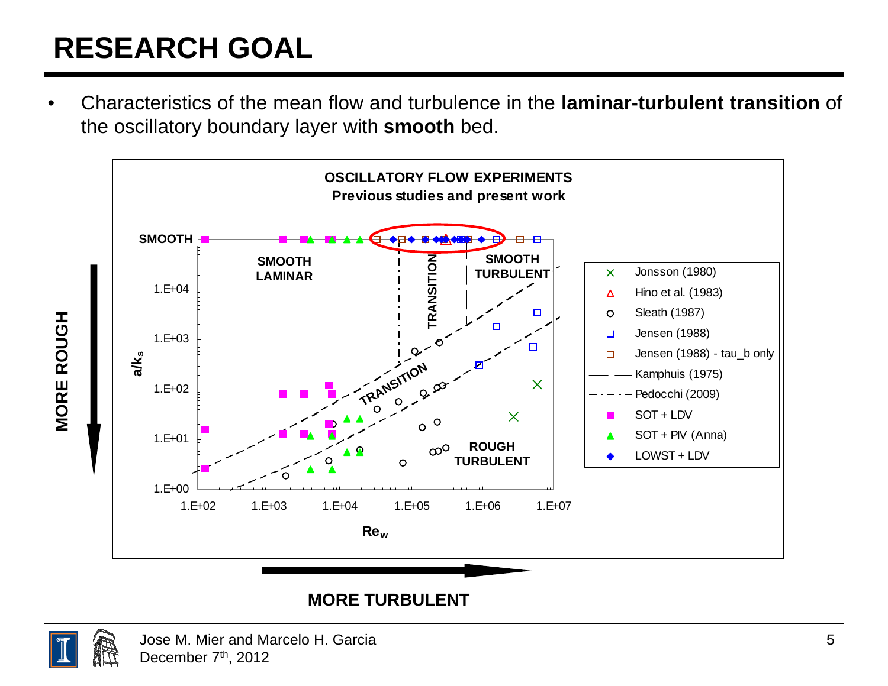# RESEARCH GOAL

- Characteristics of the mean flow and turbulence in the **laminar-turbulent transition** of the oscillatory boundary layer with **smooth** bed.

**OSCILLATORY FLOW EXPERIMENTS**
**Previous studies and present work**

Chart axes: y-axis $a/k_s$ (1.E+00 to 1.E+04, top labeled SMOOTH); x-axis $Re_w$ (1.E+02 to 1.E+07).

Regions: SMOOTH LAMINAR; TRANSITION; SMOOTH TURBULENT; ROUGH TURBULENT.

Legend:
- Jonsson (1980)
- Hino et al. (1983)
- Sleath (1987)
- Jensen (1988)
- Jensen (1988) - tau_b only
- Kamphuis (1975)
- Pedocchi (2009)
- SOT + LDV
- SOT + PIV (Anna)
- LOWST + LDV

**MORE ROUGH** (downward arrow)

**MORE TURBULENT** (rightward arrow)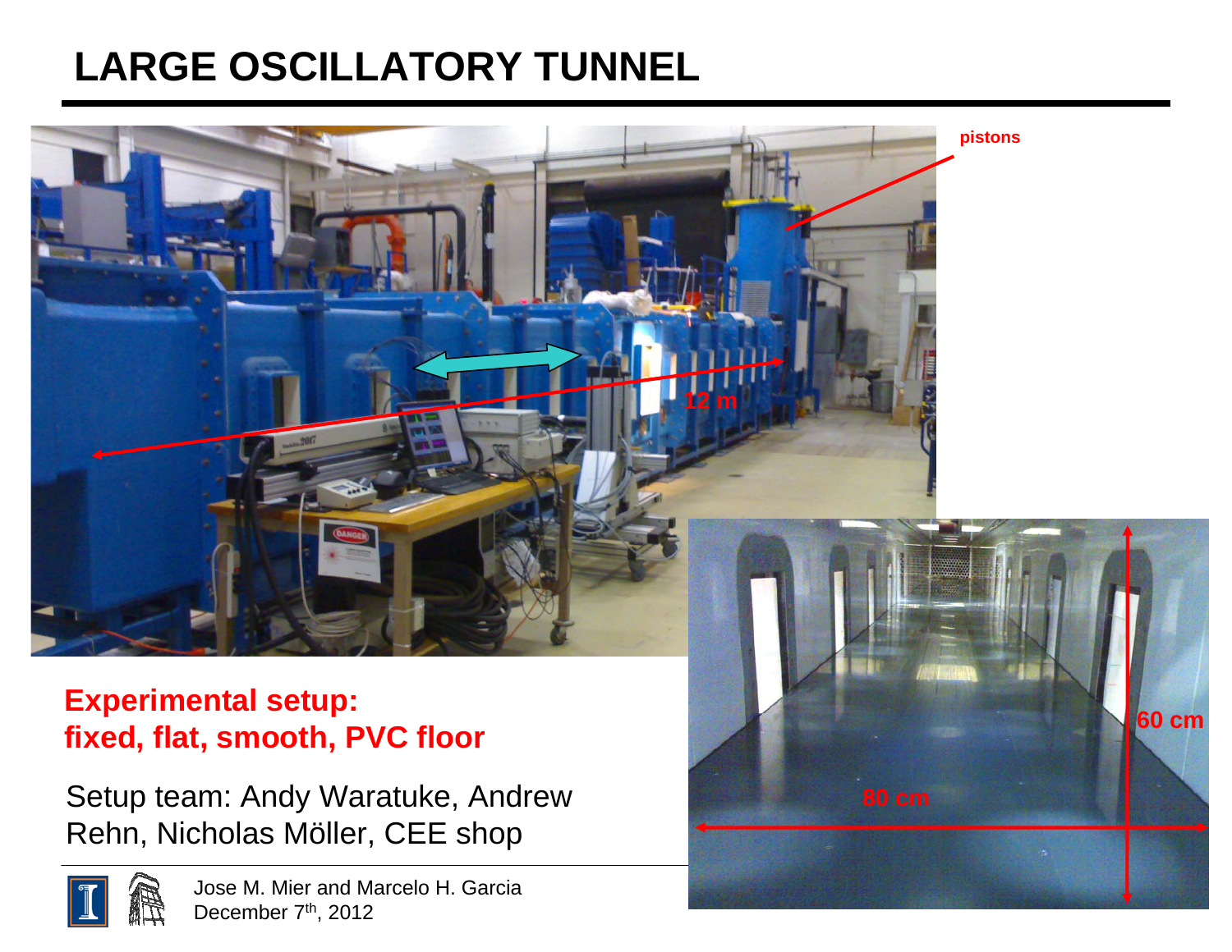# LARGE OSCILLATORY TUNNEL

**Experimental setup: fixed, flat, smooth, PVC floor**

Setup team: Andy Waratuke, Andrew Rehn, Nicholas Möller, CEE shop

Jose M. Mier and Marcelo H. Garcia
December 7th, 2012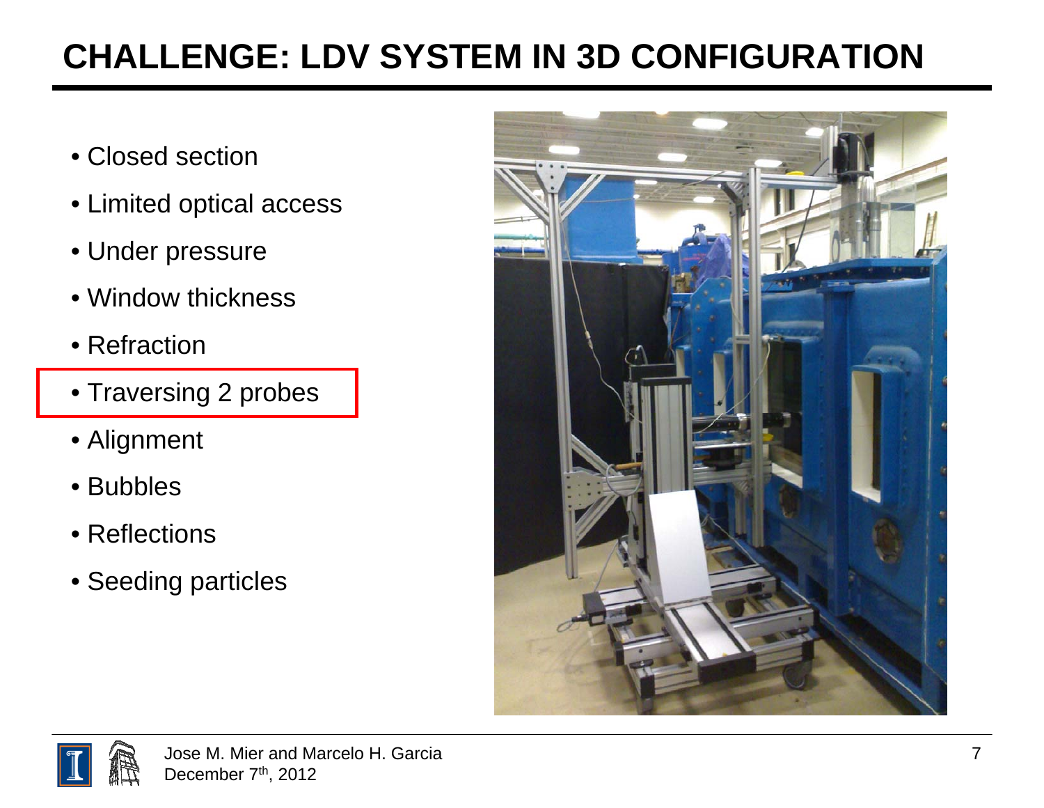# CHALLENGE: LDV SYSTEM IN 3D CONFIGURATION

- Closed section
- Limited optical access
- Under pressure
- Window thickness
- Refraction
- Traversing 2 probes
- Alignment
- Bubbles
- Reflections
- Seeding particles

Jose M. Mier and Marcelo H. Garcia
December 7th, 2012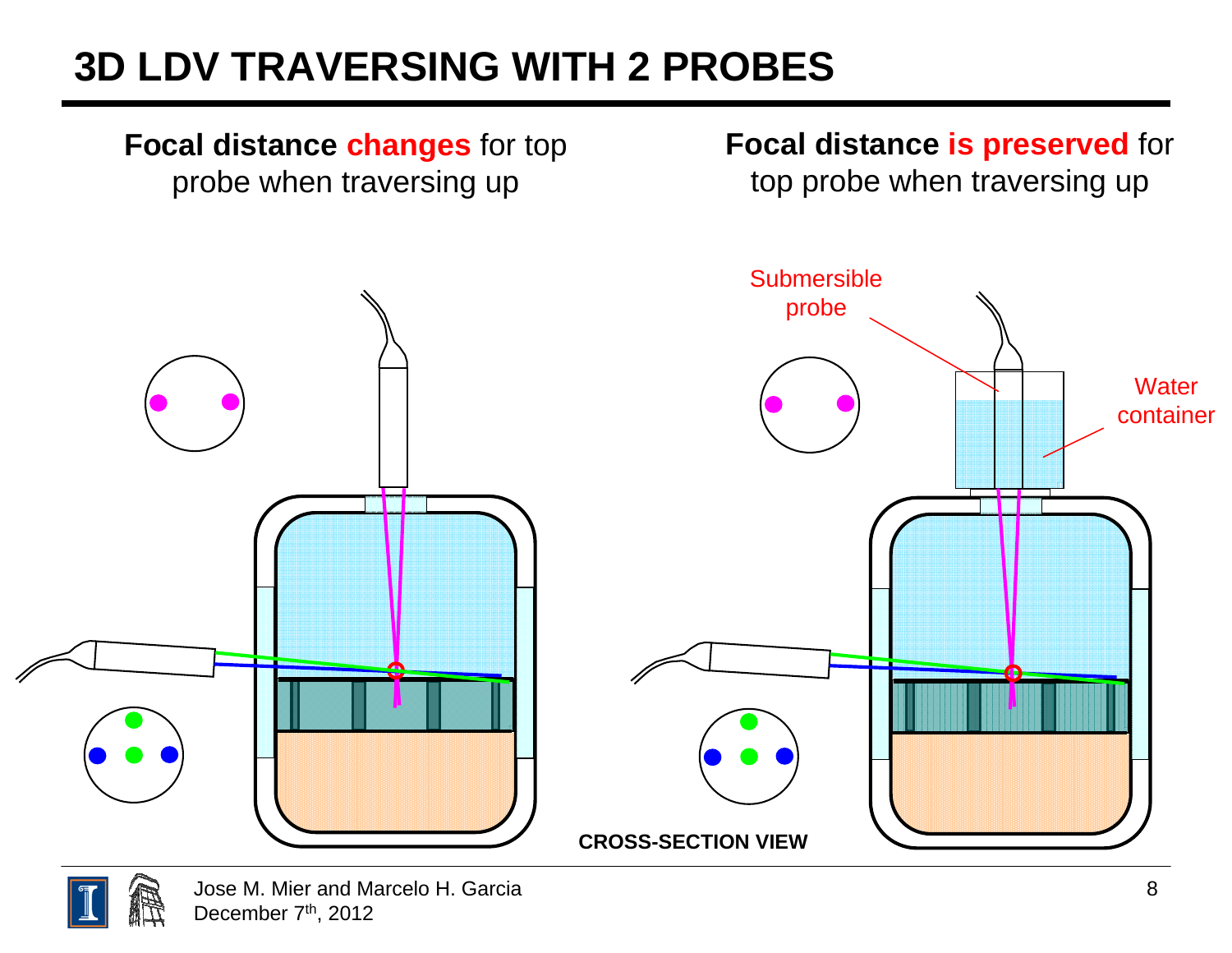# 3D LDV TRAVERSING WITH 2 PROBES

**Focal distance** **changes** for top probe when traversing up

**Focal distance** **is preserved** for top probe when traversing up

Submersible probe

Water container

**CROSS-SECTION VIEW**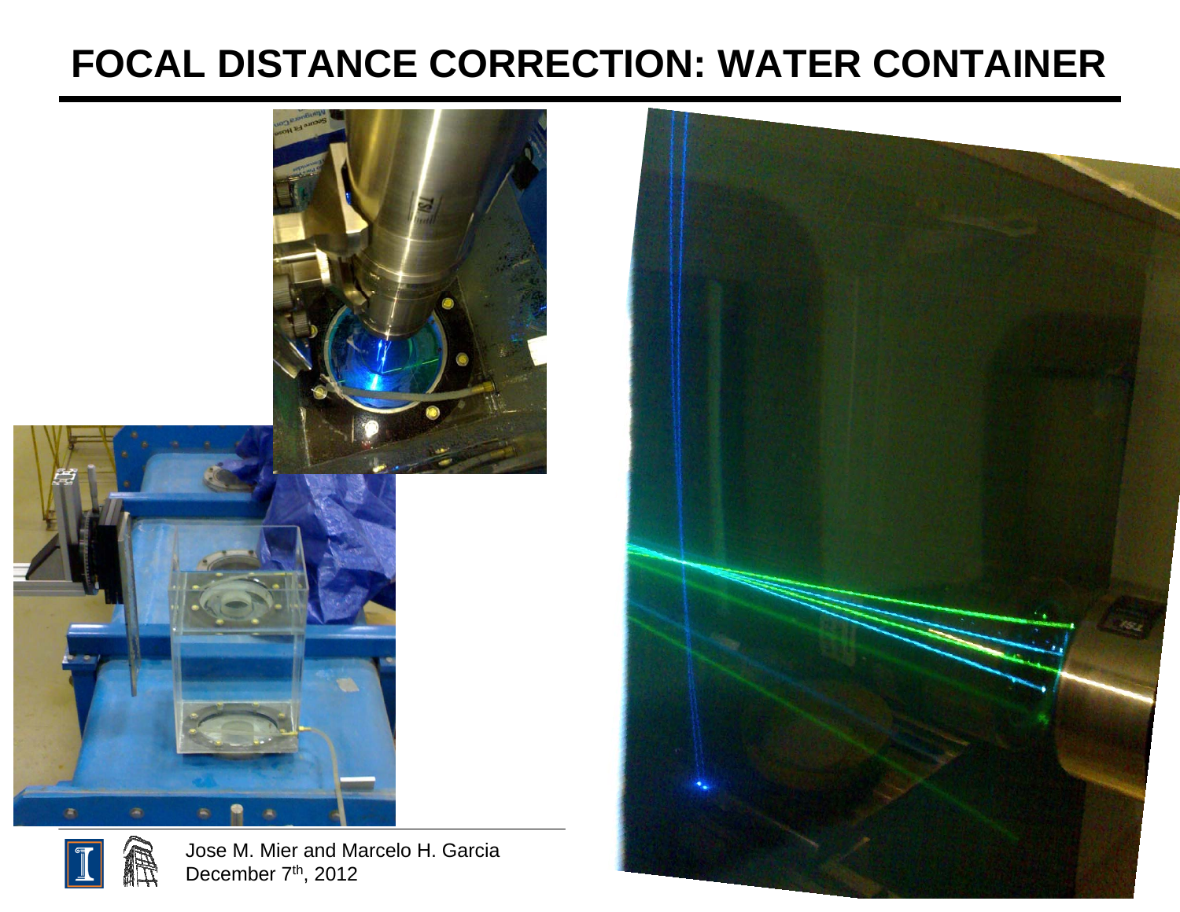# FOCAL DISTANCE CORRECTION: WATER CONTAINER

Jose M. Mier and Marcelo H. Garcia
December 7th, 2012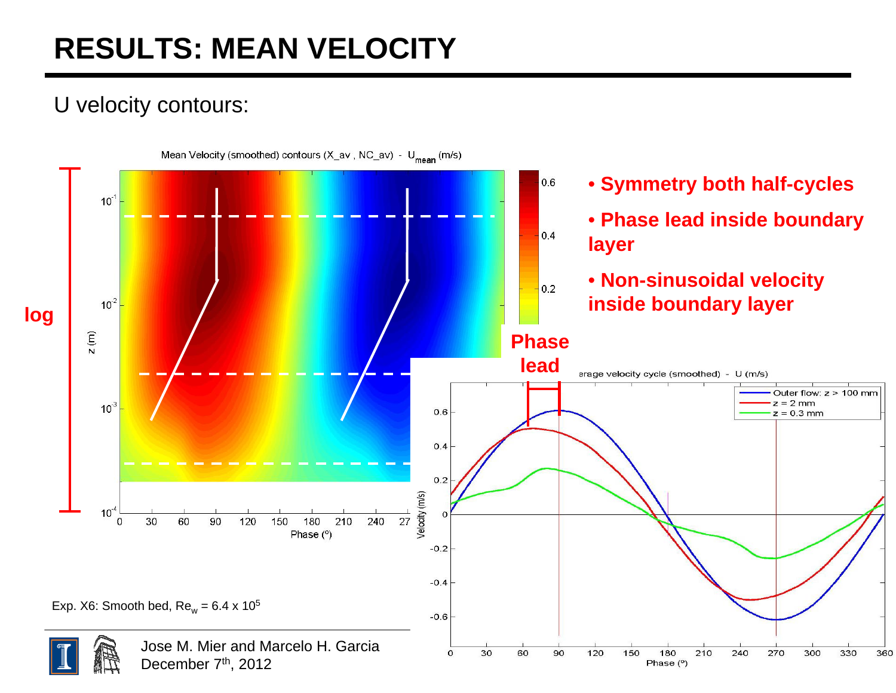# RESULTS: MEAN VELOCITY

U velocity contours:

- **Symmetry both half-cycles**
- **Phase lead inside boundary layer**
- **Non-sinusoidal velocity inside boundary layer**

Exp. X6: Smooth bed, $Re_w = 6.4 \times 10^5$

Jose M. Mier and Marcelo H. Garcia
December 7th, 2012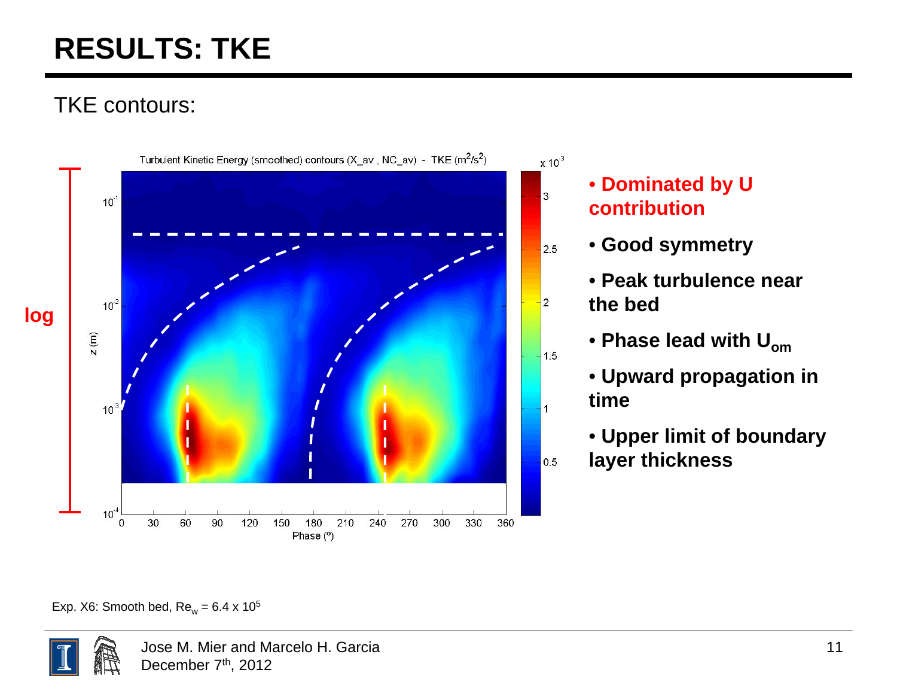# RESULTS: TKE

TKE contours:

- **Dominated by U contribution**
- **Good symmetry**
- **Peak turbulence near the bed**
- **Phase lead with $U_{om}$**
- **Upward propagation in time**
- **Upper limit of boundary layer thickness**

Exp. X6: Smooth bed, $Re_w = 6.4 \times 10^5$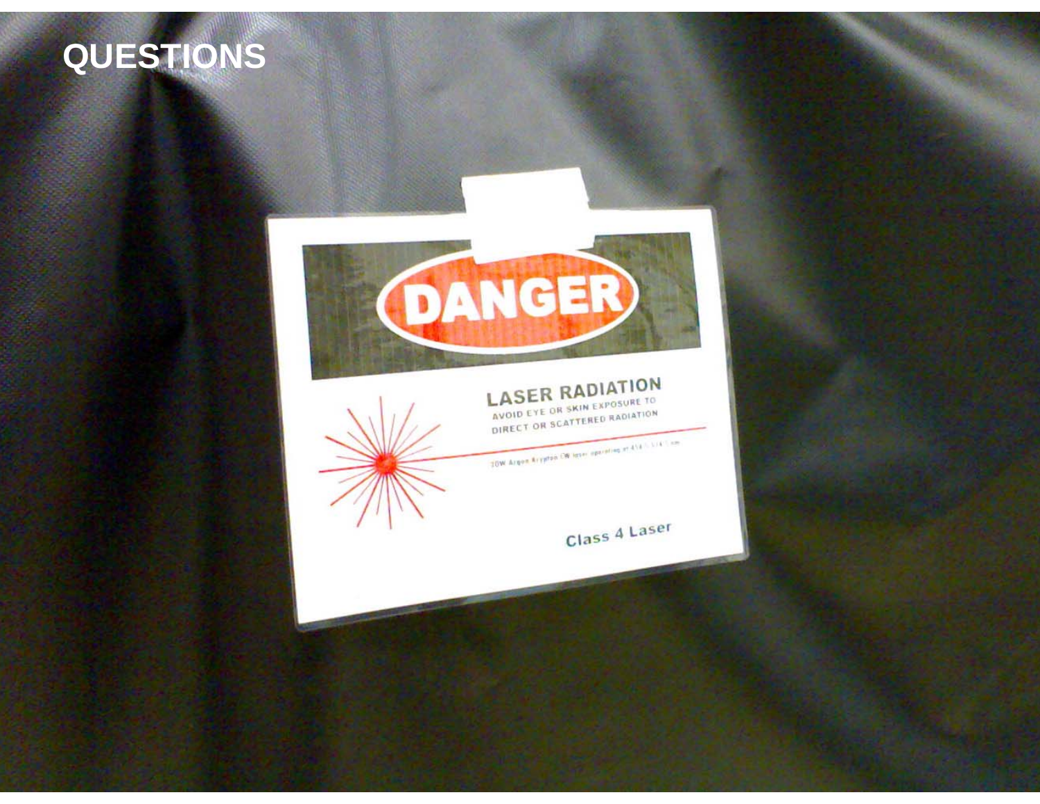# QUESTIONS

DANGER

LASER RADIATION

AVOID EYE OR SKIN EXPOSURE TO DIRECT OR SCATTERED RADIATION

Class 4 Laser